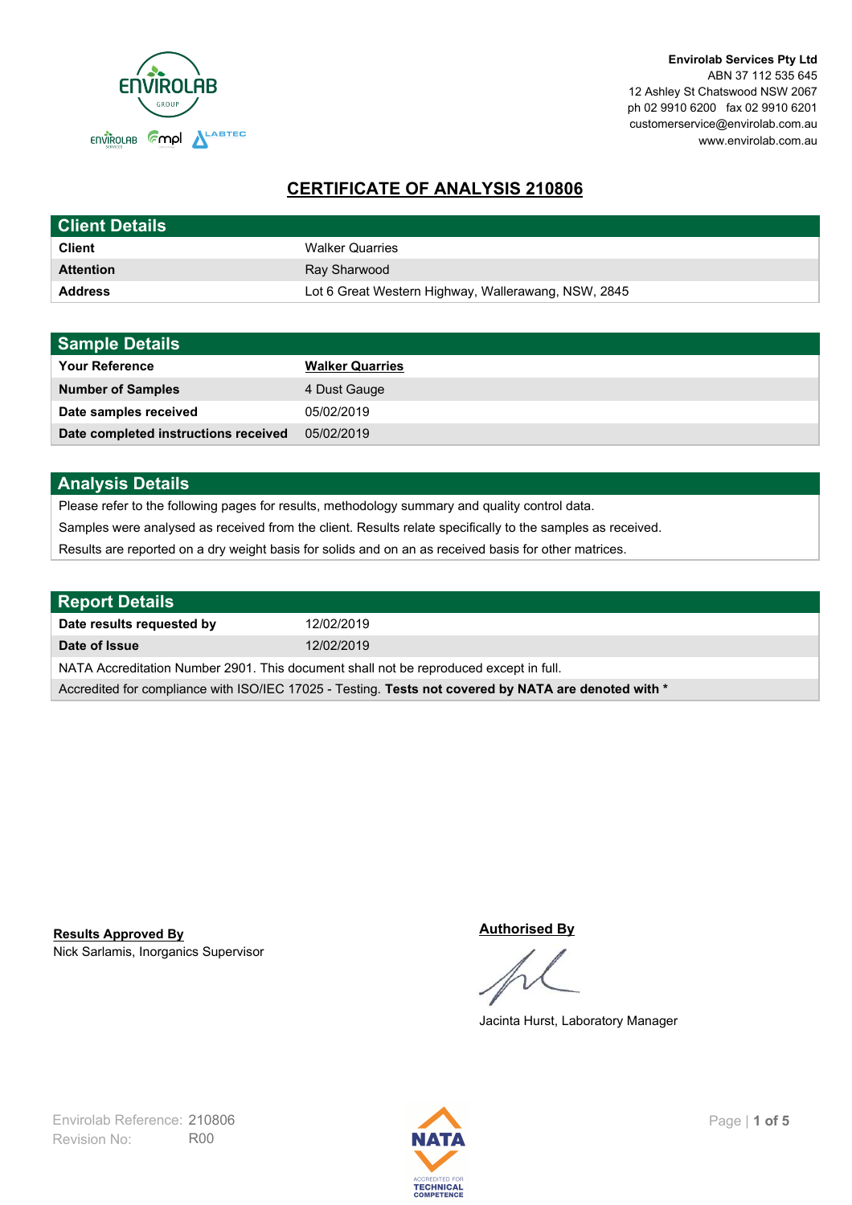Envirolab Services Pty Ltd
ABN 37 112 535 645
12 Ashley St Chatswood NSW 2067
ph 02 9910 6200 fax 02 9910 6201
customerservice@envirolab.com.au
www.envirolab.com.au

# CERTIFICATE OF ANALYSIS 210806

## Client Details

| | |
|---|---|
| **Client** | Walker Quarries |
| **Attention** | Ray Sharwood |
| **Address** | Lot 6 Great Western Highway, Wallerawang, NSW, 2845 |

## Sample Details

| | |
|---|---|
| **Your Reference** | **Walker Quarries** |
| **Number of Samples** | 4 Dust Gauge |
| **Date samples received** | 05/02/2019 |
| **Date completed instructions received** | 05/02/2019 |

## Analysis Details

Please refer to the following pages for results, methodology summary and quality control data.

Samples were analysed as received from the client. Results relate specifically to the samples as received.

Results are reported on a dry weight basis for solids and on an as received basis for other matrices.

## Report Details

| | |
|---|---|
| **Date results requested by** | 12/02/2019 |
| **Date of Issue** | 12/02/2019 |

NATA Accreditation Number 2901. This document shall not be reproduced except in full.

Accredited for compliance with ISO/IEC 17025 - Testing. **Tests not covered by NATA are denoted with ***

**Results Approved By**
Nick Sarlamis, Inorganics Supervisor

**Authorised By**
Jacinta Hurst, Laboratory Manager

Envirolab Reference: 210806
Revision No: R00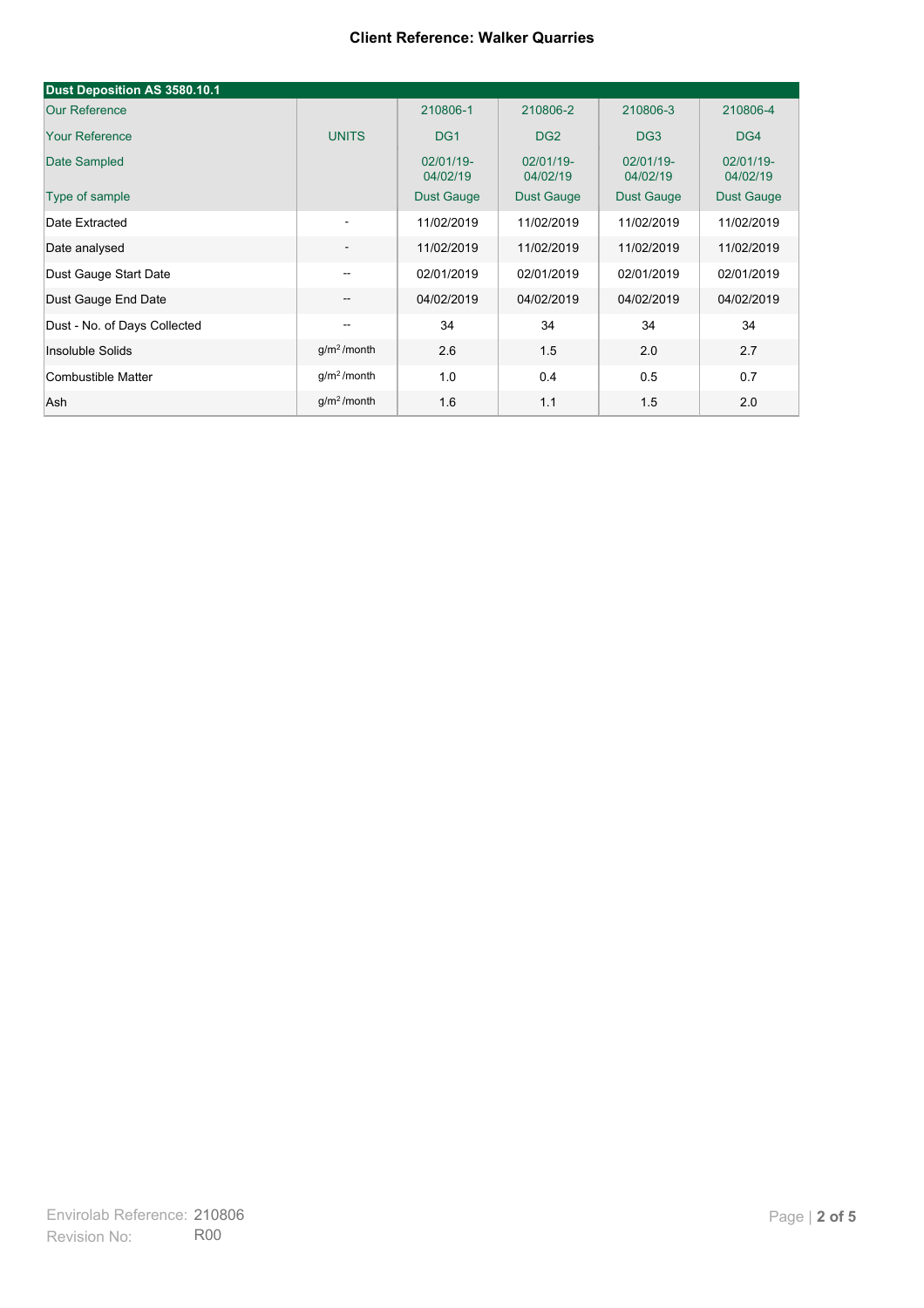**Client Reference: Walker Quarries**

| Dust Deposition AS 3580.10.1 | | | | | |
|---|---|---|---|---|---|
| Our Reference | | 210806-1 | 210806-2 | 210806-3 | 210806-4 |
| Your Reference | UNITS | DG1 | DG2 | DG3 | DG4 |
| Date Sampled | | 02/01/19-04/02/19 | 02/01/19-04/02/19 | 02/01/19-04/02/19 | 02/01/19-04/02/19 |
| Type of sample | | Dust Gauge | Dust Gauge | Dust Gauge | Dust Gauge |
| Date Extracted | - | 11/02/2019 | 11/02/2019 | 11/02/2019 | 11/02/2019 |
| Date analysed | - | 11/02/2019 | 11/02/2019 | 11/02/2019 | 11/02/2019 |
| Dust Gauge Start Date | -- | 02/01/2019 | 02/01/2019 | 02/01/2019 | 02/01/2019 |
| Dust Gauge End Date | -- | 04/02/2019 | 04/02/2019 | 04/02/2019 | 04/02/2019 |
| Dust - No. of Days Collected | -- | 34 | 34 | 34 | 34 |
| Insoluble Solids | $g/m^2$/month | 2.6 | 1.5 | 2.0 | 2.7 |
| Combustible Matter | $g/m^2$/month | 1.0 | 0.4 | 0.5 | 0.7 |
| Ash | $g/m^2$/month | 1.6 | 1.1 | 1.5 | 2.0 |

Envirolab Reference: 210806
Revision No: R00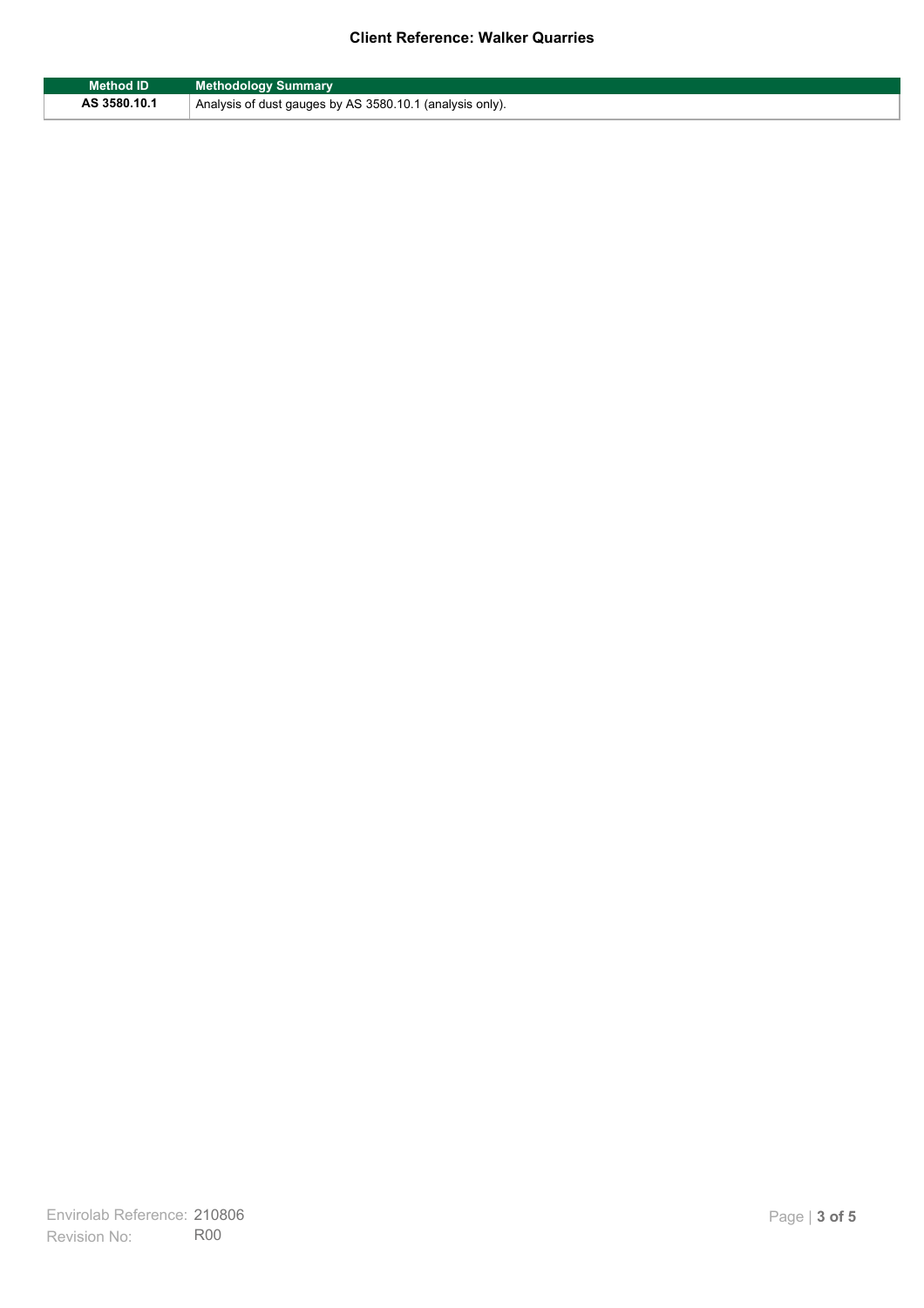| Method ID | Methodology Summary |
|---|---|
| AS 3580.10.1 | Analysis of dust gauges by AS 3580.10.1 (analysis only). |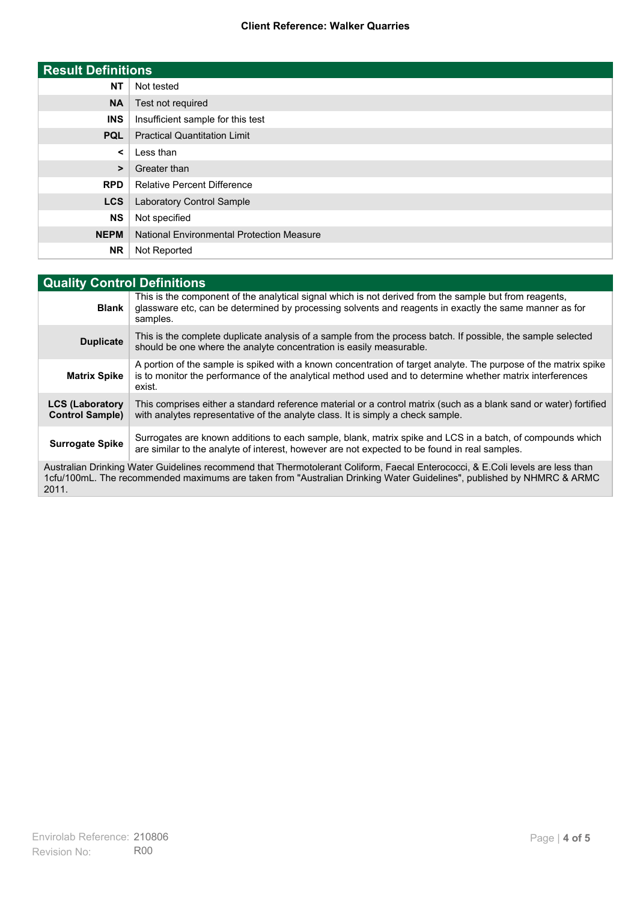## Result Definitions

| | |
|---|---|
| **NT** | Not tested |
| **NA** | Test not required |
| **INS** | Insufficient sample for this test |
| **PQL** | Practical Quantitation Limit |
| **<** | Less than |
| **>** | Greater than |
| **RPD** | Relative Percent Difference |
| **LCS** | Laboratory Control Sample |
| **NS** | Not specified |
| **NEPM** | National Environmental Protection Measure |
| **NR** | Not Reported |

## Quality Control Definitions

| | |
|---|---|
| **Blank** | This is the component of the analytical signal which is not derived from the sample but from reagents, glassware etc, can be determined by processing solvents and reagents in exactly the same manner as for samples. |
| **Duplicate** | This is the complete duplicate analysis of a sample from the process batch. If possible, the sample selected should be one where the analyte concentration is easily measurable. |
| **Matrix Spike** | A portion of the sample is spiked with a known concentration of target analyte. The purpose of the matrix spike is to monitor the performance of the analytical method used and to determine whether matrix interferences exist. |
| **LCS (Laboratory Control Sample)** | This comprises either a standard reference material or a control matrix (such as a blank sand or water) fortified with analytes representative of the analyte class. It is simply a check sample. |
| **Surrogate Spike** | Surrogates are known additions to each sample, blank, matrix spike and LCS in a batch, of compounds which are similar to the analyte of interest, however are not expected to be found in real samples. |

Australian Drinking Water Guidelines recommend that Thermotolerant Coliform, Faecal Enterococci, & E.Coli levels are less than 1cfu/100mL. The recommended maximums are taken from "Australian Drinking Water Guidelines", published by NHMRC & ARMC 2011.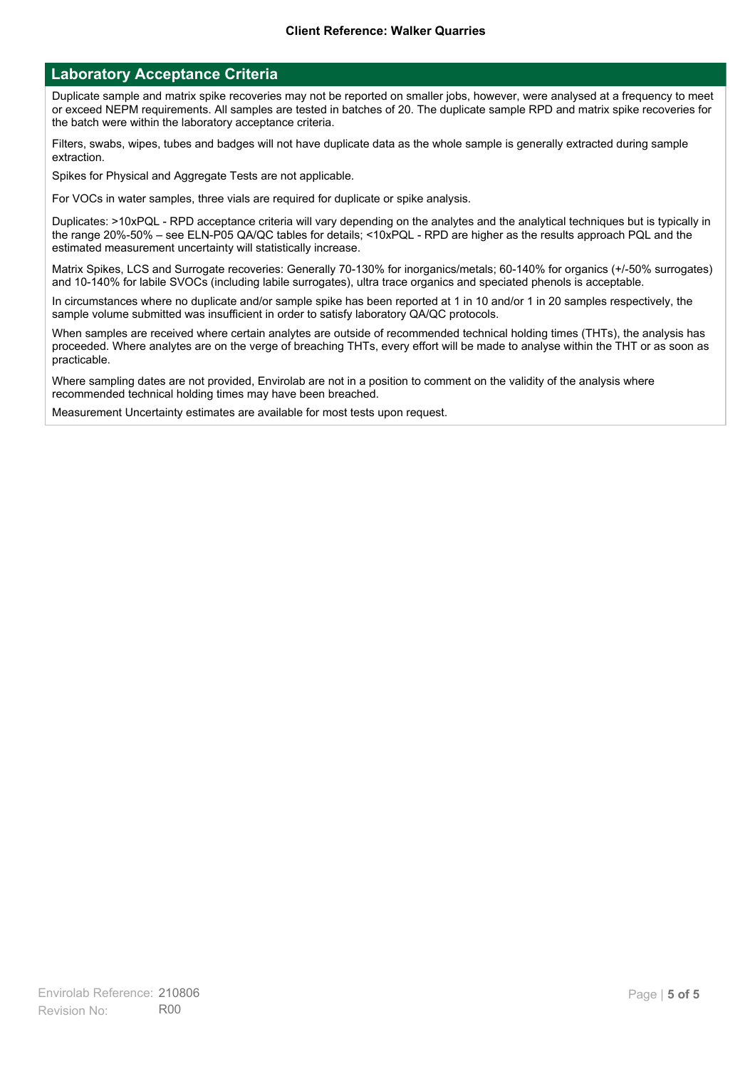## Laboratory Acceptance Criteria

Duplicate sample and matrix spike recoveries may not be reported on smaller jobs, however, were analysed at a frequency to meet or exceed NEPM requirements. All samples are tested in batches of 20. The duplicate sample RPD and matrix spike recoveries for the batch were within the laboratory acceptance criteria.

Filters, swabs, wipes, tubes and badges will not have duplicate data as the whole sample is generally extracted during sample extraction.

Spikes for Physical and Aggregate Tests are not applicable.

For VOCs in water samples, three vials are required for duplicate or spike analysis.

Duplicates: >10xPQL - RPD acceptance criteria will vary depending on the analytes and the analytical techniques but is typically in the range 20%-50% – see ELN-P05 QA/QC tables for details; <10xPQL - RPD are higher as the results approach PQL and the estimated measurement uncertainty will statistically increase.

Matrix Spikes, LCS and Surrogate recoveries: Generally 70-130% for inorganics/metals; 60-140% for organics (+/-50% surrogates) and 10-140% for labile SVOCs (including labile surrogates), ultra trace organics and speciated phenols is acceptable.

In circumstances where no duplicate and/or sample spike has been reported at 1 in 10 and/or 1 in 20 samples respectively, the sample volume submitted was insufficient in order to satisfy laboratory QA/QC protocols.

When samples are received where certain analytes are outside of recommended technical holding times (THTs), the analysis has proceeded. Where analytes are on the verge of breaching THTs, every effort will be made to analyse within the THT or as soon as practicable.

Where sampling dates are not provided, Envirolab are not in a position to comment on the validity of the analysis where recommended technical holding times may have been breached.

Measurement Uncertainty estimates are available for most tests upon request.